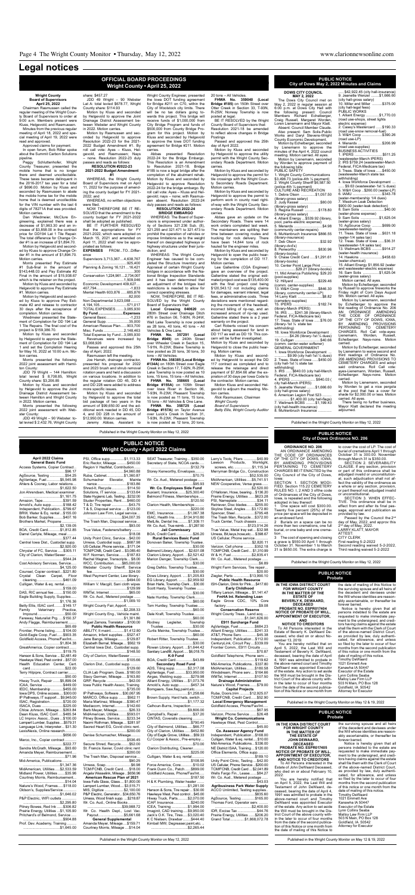# Legal notices

## OFFICIAL BOARD PROCEEDINGS
### Wright County • April 25, 2022

**Wright County Board of Supervisors April 25, 2022**

Chairman Rasmussen called the regular meeting of the Wright County Board of Supervisors to order at 9:00 a.m. Members present were Kluss, Helgevold, and Rasmussen.

Minutes from the previous regular meeting of April 18, 2022 and special meeting of April 19, 2022 were read and approved.

Approved claims for payment.

In open forum, Bob Ritter spoke about the Summit Carbon Solutions pipeline.

Peggy Schluttenhofer, Wright County Treasurer, presented the mobile home that is no longer there and deemed uncollectable. These taxes became delinquent in the 2016-2017 tax year for a total of $696.00. Motion by Kluss and seconded by Rasmussen to abate the mobile home tax for the mobile home that is deemed uncollectible for the VIN number with the last 6 digits of 7827A that was provided. Motion carries.

Jake Hanlon, McClure Engineering, explained there was a decrease of $1,963.30 and an increase of $3,858.00 in the contract price for DD194 Lat 1 Tile Repair. The total difference for Change Order #1 is an increase of $1,894.70.

Motion by Helgevold and seconded by Kluss to approve Change Order #1 in the amount of $1,894.70. Motion carries.

Morris presented Pay Estimate #1 for a total in the amount of $143,448.03 and Pay Estimate #2 Final in the amount of $15,938.67 which is the retainer on the project.

Motion by Kluss and seconded by Helgevold to approve Pay Estimate #1. Motion carries.

Motion by Helgevold and seconded by Kluss to approve Pay Estimate #2 and release to contractor 30 days after the acceptance of completion. Motion carries.

Wiederner presented the Statement of Completion for DD 194 Lat 1 Tile Repair. The final cost of the project is $159,386.70.

Motion by Kluss and seconded by Helgevold to approve the Statement of Completion for DD 194 Lat 1 and set the Completion Hearing for May 16, 2022 at 10:00 a.m. Motion carries.

Morris presented the following 2022 joint assessment with Hamilton County:

JDD 79 Wright – 144 Hamilton total levied $ 8,708.85, Wright County shares $3,206.85

Motion by Kluss and seconded by Helgevold to approve the Joint Drainage District Assessment between Hamilton and Wright County in 2022. Motion carries.

Morris presented the following 2022 joint assessment with Webster County:

JDD 49 Wright – 90 Webster total levied $ 2,432.76, Wright County shares: $457.27

JDD 49 Wright – 90 Webster Lat. A total levied $678.77, Wright County share: $114.93

Motion by Kluss and seconded by Helgevold to approve the Joint Drainage District Assessment between Webster and Wright County in 2022. Motion carries.

Motion by Rasmussen and seconded by Helgevold to approve Resolution 2022-23 for the 2021-2022 Budget Amendment #1. By roll call vote: Ayes – Kluss, Helgevold, and Rasmussen; Nays – none. Resolution 2022-23 duly passed and reads as follows:

**RESOLUTION #2022-23**
**2021-2022 Budget Amendment #1**

WHEREAS, the Wright County Board of Supervisors met on April 11, 2022 for the purpose of amending the county budget for FY 2021-2022; and

WHEREAS, no written objections were filed.

NOW THEREFORE BE IT RESOLVED that the amendment to the county budget for FY 2021-2022 shall be adopted as published.

BE IT FURTHER RESOLVED that the appropriations for FY 2021-2022, which were adopted on March 15, 2021 and amended on April 11, 2022 shall now be appropriated as follows:

**EXPENSES** FROM...TO...Difference
Supervisors 3,713,367....4,038,767 ...........325,400
Planning & Zoning 16,121.....16,421.....................300
Conservation 1,224,961.....1,224,007..................(954)
Economic Development 409,627.....407,794..................-1,833
Mental Health 603,876.....685,876..........82,000
Non Departmental 3,623,088.....4,194,105..............571,017
TOTAL EXPENSES..........9,085,930
**By Fund**..........................Expenses
General Basic......................1,223
General Supp........................35,000
American Rescue Plan.......903,700
Mhdd Funds........................2,148,463
Total Expense by Fund......3,085,930

Revenues were increased by $3,068,926

Passed and approved this 25th day of April, 2022.

Rasmussen left the meeting.

Joe Harrah, drainage contractor, presented his proposal for 2022 and 2023 brush and shrub removal rotation years and held a discussion on various locations. In addition to the regular rotation DD 45, DD 4 and DD 228 were added to address more specific issues.

Motion by Kluss and seconded by Helgevold to approve the total bid package of two years in the amount of $99,650.00 and the additional work needed in DD 45, DD 4, and DD 228 in the amount of $12,950.00. Motion carries.

Jeremy Abbas, Assistant to Wright County Engineer, presented the Iowa DOT funding agreement for Bridge #211 on C70, within the City of Woolstock city limits. There will be no tax dollars going towards this project. This bridge will receive funds of $1,000,000 from City Bridge Program and funds of $500,000 from County Bridge Program for this project. Motion by Kluss and seconded by Helgevold to approve the Iowa DOT funding agreement for Bridge #211. Motion carries.

Abbas presented Resolution 2022-24 for the Bridge Embargo. This Resolution is an Amendment to Resolution 2021-18. Bridge #185 is now a legal bridge after the completion of the abutment rehab. Motion by Kluss and seconded by Helgevold to approve Resolution 2022-24 for the bridge embargo. By roll-call vote: Ayes – Kluss and Helgevold; Nays – none, with Rasmussen absent. Resolution 2022-24 duly passes and reads as follows:

**RESOLUTION 2022-24**
**BRIDGE EMBARGO**

WHEREAS: The Board of Supervisors is empowered under authority of Sections 321.236 Sub. (8), 321.255 and 321.471 to 321.473 to prohibit the operation of vehicles or impose limitations as to the weight thereof on designated highways or highway structures under their jurisdiction, and

WHEREAS: The Wright County Engineer has caused to be completed the Structure Inventory and Appraisal of certain Wright County bridges in accordance with the National Bridge Inspection Standards and it has been determined that an adjustment of the bridge load restrictions is needed to allow for correct operating stresses, and

NOW THEREFORE BE IT RESOLVED, by the Wright County Board of Supervisors that:

**Legal Crossing**: 4089 on 280th Street over Drainage Ditch #76 in Section 06, T-90N, R-24W, Wall Lake Township is now posted as 28 tons, 40 tons, and 40 tons – All Vehicles & One Lane.

**FHWA No. 357291 (Local Bridge #149)** on 240th Street over Wheeler Creek in Section 15, T-91N, R-23W, Blaine Township is now posted as 20 tons, 30 tons, 30 tons – All Vehicles.

**FHWA No. 358385 (Local Bridge #134A)** on 180th Street over Eagle Creek in Section 17, T-92N, R-25W, Lake Township is now posted as 10 tons, 15 tons, 15 tons – All Vehicles.

**FHWA No. 358665 (Local Bridge #158A)** on 190th Street over Iowa River in Section 06, T-93N, R-23W, Pleasant Township is now posted as 11 tons, 15 tons, 15 tons – All Vehicles & One Lane.

**FHWA No. 358725 (Local Bridge #157A)** on Taylor Avenue over Luick's Creek in Section 31, T-93N, R-23W, Pleasant Township is now posted as 12 tons, 20 tons, 20 tons – All Vehicles.

**FHWA No. 359040 (Local Bridge #185)** on 150th Street over Otter Creek in Section 33, T-93N, R-25W, Norway Township is now posted at legal.

BE IT RESOLVED by the Wright County Board of Supervisors that Resolution 2021-18 is amended to reflect above changes in Bridge Postings.

Passed and approved this 25th day of April 2022.

Motion by Kluss and seconded by Helgevold to approve the utility permit with the Wright County Secondary Roads Department. Motion carries.

Motion by Kluss and seconded by Helgevold to approve the permit for tile crossings with the Wright County Secondary Roads Department. Motion carries.

Motion by Kluss and seconded by Helgevold to approve the permit to perform work in county road right-of-way with the Wright County Secondary Roads Department. Motion carries.

Abbas gave an update on the Secondary Roads. There were 14 work orders completed last week. The maintainers are splitting their time between covering routes and hauling for rock delivery. There have been 14,844 tons of rock hauled for the engineer shop.

Motion by Kluss and seconded by Helgevold to open the public hearing for the completion of DD 117. Motion carries.

Lee Gallentine (CGA Engineer) gave an overview of the project. Gallentine stated the original estimated project cost was $135,400.00 and the final project cost being $120,543.12 not including claims for damages, warrant interest, legal fees, or administrative costs. Three deviations were mentioned regarding the improvement of the headwall, incorrect billing of rip-rap, and an increased amount of rip-rap used. Gallentine stated there is a 2 year warranty on the project.

Carl Roberts voiced his concern about being assessed for land in DD 117 as well as DD 19. This concern will be further investigated. Motion by Kluss and seconded by Helgevold to close the public hearing. Motion carries.

Motion by Kluss and seconded by Helgevold to accept the DD 117 contract as completed and to reimburse the contractor and direct payment of $7,854.66 after the expiration of 30 days per Iowa Code to the contractor. Motion carries.

Motion Kluss and seconded Helgevold to adjourn the meeting. Motion carries.

*Rick Rasmussen, Chairman*
*Wright County*
*Board of Supervisors*
*Betty Ellis, Wright County Auditor*

Published in the Wright County Monitor on May 12, 2022

## PUBLIC NOTICE
### Wright County • April 2022 Claims

**April 2022 Claims**
**General Basic Fund**

Access Systems, Copier Contract....$96.17
AgSource, Testing....$54.25
AgVantage, Fuel....$5,545.98
Ahlers & Cooney, Labor relations....$1,622.50
Jon Ahrendsen, Medical examiner....$1,161.75
Amazon, Tape....$391.59
Arnold's, Auto supp....$188.42
Independent, Publication....$799.67
BRW, Water & Bo, rental....$155.00
Bob Barker, Supplies....$407.16
Brothers Market, Propane....$2,139.05
BOA, Credit Card....$1,812.85
Darrel Carlyle, Mileage, meal....$49.24
Central Iowa Dist., Custodial supp....$2,020.00
Chrysler of FC, Service....$305.11
City of Clarion, Water/Sewer....$544.24
Cost Advisory Services, Service....$4,125.00
Counsel, Copier contract....$221.80
Crystal Clean Carpet, Floor cleaning....$461.09
Culligan, Water & eq. rental....$7.00
DAS, RIC annual fee....$150.00
Eagle Building Supply, Supplies....$1,176.36
Betty Ellis, ISAC conf....$149.17
Family Veterinary Practice, Impound....$50.00
Fareway, Naturalist Pro....$150.37
Andy Fagga, Reimbursement....$65.69
Frontier, Phone listing....$104.00
Gold-Eagle Coop, Fuel....$803.35
Goldfield Access, Phone/Fax/Int....$1,804.24
GreatAmerica, Copier contract....$119.75
Hanson & Sons, Service....$2,481.49
Hardware West, Pest control....$50.00
Health Education Center, Cert card....$22.00
Terry Hippe, Contract carrier....$50.00
Hiway Truck, Repair....$5,899.04
ICAA, Service....$449.00
IEDC, Membership....$455.00
Iowa DPS, Online access....$900.00
IP Pathways, IT support....$9,945.00
ISAC, Registration....$720.00
ISACA, Dues....$225.00
Chloe Johnson, Mileage....$363.84
Dean Kluss, ISAC Conf....$485.54
LC Improv. Assoc., Dues....$150.00
Lampert Lumber, Supplies....$579.31
Language Link, Interpreter....$31.30
LexisNexis, Online research....$656.00
Marco, Inc., Copier contract....$222.77
Sandra McGrath, Mileage....$93.60
Amanda Meyer, Reimbursement....$71.96
Mid-America, Publications....$1,347.36
MidAmerican, Utilities....$2,533.59
Midland Power, Utilities....$35.96
Courtney Morris, Reimbursement....$14.04
Nature's Wood, Frames....$118.00
Oldson's Supplies/Service....$1,646.02
P&P Electric, WIFI outlets....$2,295.80
Pitney Bowes, Red Ink....$306.82
Prairie Energy, Utilities....$1,105.90
Pritchard's of Belmond, Service....$904.88
Prof. Dev. Academy, Training....$1,645.00
PSI, Office supp....$1,113.33
Eric Rector, Mileage....$450.00
Region V HazMat, Contribution....$12,791.68
Ruba, Cabinet....$4,060.88
Ruba, Cabinet....$1,380.67
Schumacher Elevator, Maintenance....$183.86
Shred-It, Recycle....$114.50
Solutions, IT service....$133.64
State Hygienic Lab, Testing....$232.00
Stellar Properties, Rent....$460.00
T & D, Tire repair....$43.75
T & D, Disposal service....$123.00
Johnson Law Firm, Legal service....$34,007.35
The Trash Man, Disposal service....$83.00
True Value, Fasteners/battery....$18.08
Unity Point Clinic, Service....$42.00
Umess, Custodial supp....$687.98
US Cellular, Phone service....$171.04
TCMFCNB, Credit Card....$3,085.40
W.F. Norman, Service....$187.83
Rachel Wagner, Transcripts....$85.00
WCC, Contribution....$85,000.00
Webster County Sheriff, Service fee....$494.00
William V. Macgill, Sani cloth wipes....$129.99
WMTel, Internet....$65.00
Wr. Co. Aud., Metered postage....$1,669.10
Wright County Fair, Approp....$25,000.00
Miguel Zamora, Translator....$100.00

**Public Health Resource**
ABILITY, Internet....$1,412.80
Amazon, Infant supplies....$527.47
Jane Bonga, Mileage....$129.87
Elizabeth Bernal, Mileage....$992.19
Central Iowa Dist., Custodial supp....$148.50
City of Clarion, Water/Sewer....$134.20
Clarion Dist., Custodial supp....$129.60
CLIA Lab Program, Dues....$180.00
Rosy German, Mileage....$163.80
GRP, Recycle....$42.00
Iowa Public Health Assoc, Training....$735.00
IP Pathways, Software....$30,087.66
MARCO, Office supp....$562.11
Maria Martinez, Mileage....$390.47
Metronet, Internet....$142.00
Barb Meyer, Mileage....$25.74
MidAmerican, Utilities....$593.01
Pitney Bowes, Service....$233.34
Naomi Reimensnider, Mileage....$281.97
Sacred Heart EG, Covid clinic rent....$200.00
Denise Schumacher, Mileage....$536.45
Secure Shred, Recycle....$52.00
St. Francis Xavier, Covid clinic rent....$200.00
The Trash Man, Disposal service....$90.25
Umess, Soap....$6.98
TCM/FCNB, Credit Card....$18.00
Wendy Wessels, Mileage....$658.96

**American Rescue Plan of 2021**
Iowa Falls Glass, Glass....$1,800.00
Lampert Lumber, Wood....$3,515.71
MSI, Digitize....$2,100.00
P&P Electric, Generator....$34,650.76
Rivas, Wood finish supp....$218.67
Wr. Co. Aud., Online Books....$10,988.72
ICEA, Training....$260.00
Wr. Co. Health Dept., Lost Vac. Reimbursement....$5,661.68

**General Supplemental**
Whitney Wessels, Mileage....$159.71
Courtney Morris, Mileage....$14.04
SEAT Treasurer, Training....$350.00
Secretary of State, NCOA cards....$12.79
Storey Kenworthy, Envelopes....$69.93
Wr. Co. Aud., Metered postage....$30.75

**Wr. Co. Employees Side Fund**
Account, Insurance....$25,300.40
Belmond Fitness, Memberships....$120.50
Clarion Health, Memberships....$20.00
EMC, Insurance....$1,067.38
ISAC, Health Ins....$134,910.80
MedLife, Dental Ins....$7,309.11
Wr. Co. Aud., Insurance....$1,287.50

**Jail Commissary**
BOA, Credit Card....$26.20

**Rural Services Basic Fund**
Donovan Baker, Township Trustee....$30.00
Belmond Library, Approp....$2,631.08
Clarion Library, Approp....$2,421.42
Marion Dengler, Township Clerk....$30.00
Greg DeNio, Township Trustee....$30.00
Dows Library, Approp....$1,225.83
EG Library, Approp....$2,059.92
Brien Harle, Township Clerk....$30.00
Scott Hasty, Township Trustee....$30.00
Nate Huntley, Township Clerk....$60.00
Tom Huntley, Township Trustee....$60.00
Dale Kraft, Township Trustee....$30.00
Rodney Legleiter, Township Trustee....$30.00
Curtis Meinke, Township Trustee....$60.00
Robert Ritter, Township Trustee....$30.00
Rowan Library, Approp....$1,644.42
Sanitary Landfill, Approp....$6,091.00

**K-9 Fund**
BOA, Credit Card....$43.89

**Secondary Road Fund**
ADS, Tiling supp....$2,377.08
AgVantage, Fuel....$33,960.00
Airgas, Welding supp....$279.88
Alliant Energy, Utilities....$1,073.76
Arnold's, Auto supp....$457.34
Bomgaars, Saw, flag, paint, etc....$1,258.66
Brown Supply, Hard hats, switch....$1,177.32
Calhoun-Burns, Inspections....$9,600.00
Campbell's, Repair....$37.20
CINTAS, Coveralls cleaning....$790.45
City of Belmond, Utilities....$98.77
City of Clarion, Utilities....$452.80
City of Eagle Grove, Utilities....$99.33
CJ Cooper & Assoc., Pre-employment screening....$70.00
Clarion Distributing, Cleaner....$225.00
Culligan, Water & eq. rental....$108.95
Force America, Core....$10.02
Frank Dunn Co., Patch....$899.00
Goldfield Access, Phone/Fax/Int....$187.50
H & K Plumbing, Water heater....$1,281.00
Hanson & Sons, Tire repair....$30.00
Hawkeye West, Pest control....$45.00
Hiway Truck, Parts....$2,070.00
ICAP, Insurance....$200.00
ICRA, Insurance....$1,194.00
Imaginit, CAD training....$9,950.00
Jack's O.K. Tire, Tires....$3,530.40
K C Nielsen, Drawbar....$444.40
Kimball MW, Degreaser, paint, etc....$2,265.44
Larry's Tools, Pliers....$40.99
Lawson Products, Worklight, screws, etc....$1,115.34
Merryman Bridge Co., Construction....$52,535.00
MidAmerican, Utilities....$5,741.51
NEW Cooperative, Verse grass....$2,520.00
O'Halloran, Hose, bearing....$136.20
Prairie Energy, Utilities....$623.28
PSI, Nameplate....$34.11
Retriever, Disc blades....$255.00
Skyline Steel, Angles....$3,172.80
Spencer, Steel....$795.48
The Trash Man, Recycle....$372.00
Truck Center, Truck chassis....$123,014.26
True Value, Metal tray set....$32.98
Umess, Ell, keyes hose etc....$398.67
US Cellular, Phone service....$5.00
Verizon, Cell phone....$352.18
TCM/FCNB, Credit Card....$1,310.99
W & H, Fuel....$2,835.41
Wr. Co. Aud., Metered postage....$6.89
Wright Farm Services, Tire repair....$20.00
Ziegler, Parts....$13,990.10

**Public Health Resource**
ISH-Clarion, Drink for Pink....$417.60

**Early Childhood**
Tiffany Larson, Mileage....$1,141.47

**FmHA Int. Rebinding Loan**
Eagle Grove CDC, 10% Core factory....$9.08

**Conservation Reserve**
Wright County Treas., Land acq....$1,041,826.00

**E911 Surcharge Fund**
AgVantage, Fuel....$684.23
Alliant Energy, Utilities....$241.33
AT&T, Phone Svc....$45.16
Independent, Publication....$112.00
CenturyLink, Circuit Pay....$339.09
Frontier Comm., E911 Circuits....$70.67
Goldfield Telephone, Phone serv....$110.62
Mid-America, Publications....$337.80
MidAmerican, Utilities....$180.58
Windstream, Phone serv....$164.66
WMTel, Internet....$107.50

**Drainage Administration**
Nature's Wood, Frames....$79.00

**Capital Projects**
Ruba, Doors/trim....$12,925.00
TCM/FCNB, Credit Card....$52.90

**Local Emergency Management**
Goldfield Access, Phone/Fax/Int....$87.95
Verizon, Phone Service....$26.48

**Wright Co. Communications**
Hawkeye West, Pest control....$45.00

**Co. Assessor Agency Fund**
Independent, Publication....$168.00
Culligan, Water & eq. rental....$10.00
America, Publications....$336.00
NE District ISAA, Training....$120.00
Office Elements, Office supp....$189.10
Unity Point Clinic, Testing....$42.00
US Cellular, Phone Service....$200.00
TCM/FCNB, Credit Card....$2,041.89
Wells Fargo Fin., Lease....$84.27
Wr. Co. Aud., Metered postage....$43.03

**Agribusiness Park Water Supply**
ACCO Unlimited, Testing supplies....$835.60
AgSource, Testing....$165.00
Thomas Ford, Operator serv....$2,400.00
IDR, Excise Tax....$44.76
Prairie Energy, Utilities....$206.20
Grand Total....$1,868,072.78

Published in the Wright County Monitor on May 12, 2022

## PUBLIC NOTICE
### City of Dows May 2, 2022 Minutes and Claims

**DOWS CITY COUNCIL MAY 2, 2022**

The Dows City Council met on May 2, 2022 in regular session at 6:00 p.m. at Dows City Hall with the following present: Council Members Richard Echelberger, Craig Russell, Margaret Worden, Loren Lienemann and Taylor Klatt. Absent: Council Member Claude. Also present: Sam Sole-Pulido Works and Daryl Stevens-Wright County Economic Development.

Motion by Echelberger, seconded by Lienemann to approve the minutes of the April 4, 2022 council meeting. Motion carried. All ayes.

Motion by Lienemann, seconded by Worden to approve payment of the following bills:

PUBLIC SAFETY
1. Wright County Communications $3,496.73 (police-4th ¼ payment)
2. Wright County Sheriff $6,587.50 (police-4th ¼ payment)

CULTURE AND RECREATION
1. Debra Olson....$1,057.50 (library-gross salary)
2. Judy Kessel....$80.00 (library-gross salary)
3. Regina Russell....$178.80 (library-gross salary)
4. Alliant Energy....$539.92 (library, pool, parks-electric expense)
5. Menards....$4.98 (community center-repairs)
6. Muhlenbruch Insurance $866.55 (library-insurance)
7. Deb Olson....$32.92 (library-ind'ls)
8. Penworthy....$830.96 (library-books)
9. Cheetah Credit Card....$1,291.61 (library-books)
10. Center Point Large Print....$29.21 (library-books)
11. Mid America Publishing $26.20 (pool-supplies)
12. Hillyard....$229.46 (comm. center-supplies)
13. W&H Coop....$846.30 (library, community center-LP)
14 Larry Klatt....$8.82 (cemetery-supplies)
15. IPERS....$182.74 (library-March (IPERS))
16. IRS....$241.38 (library-March Federal, FICA-Medicare tax)
17. Treas. State of Iowa....$76.00 (library-1st ¼ state tax withholding)
18. Iowa Workforce Development....$4.26 (library-1st ¼ dues)
19. Culligan....$40.66 (comm. center-water softener)

GENERAL GOVERNMENT
1. Iowa Workforce Development....$9.99 (city hall-1st ¼ dues)
2. Treas. State of Iowa....$450.00 (city hall-1st ¼ state tax withholding)
3. IRS....$840.03 (city hall-March Federal, FICA-Medicare tax)
4. IPERS....$840.03 (city hall-March IPERS)
5. Jeanette Wenzel....$1,666.60 (city hall-gross salary)
6. American Legion Post 523....$1,400.00 (city hall-flags)
7. Wellmark BCBS....$1,199.43 (city hall-health insurance)
8. Muhlenbruch Insurance....$42,922.45 (city hall-insurance)
9. Jeanette Wenzel....$1,666.60 (city hall-gross salary)
10. Miller and Miller....$375.00 (city hall-legal fees)

PUBLIC WORKS
1. Alliant Energy....$1,770.03 (road use-shops, street lights electric expense)
2. Casey's Mastercard....$190.33 (road use-snow removal-fuel)
3. W&H Coop....$390.26 (road use-LP)
4. Menards....$206.99 (road use-supplies)

BUSINESS ACTIVITIES
1. IPERS....$511.25 (wastewater-March IPERS)
2. IRS $759.24 (wastewater-March Federal, FICA-Medicare tax)
3. Treas. State of Iowa....$450.00 (wastewater-March state tax withholding)
4. Iowa Workforce Development....$9.93 (wastewater-1st ¼ dues)
5. W&H Coop....$260.00 (water-LP)
6. IAMU....$343.78 (water-membership 1/4 dues)
7. Treas. State of Iowa....$36.31 (wastewater-1/4 sales tax)
13. Wellmark BCBS....$914.27 (water-health insurance)
14 Hawkins....$458.63 (water-chemical)
15. Alliant Energy $1,856.92 (water and wastewater-electric expense)
16. Sam Sola....$1,625.04 (water-gross salary)

Motion carried. All ayes.

Motion by Lienemann, seconded by Russell to approve Brownells to sponsor fireworks this Friday night at Corn Days August 5th. Motion carried. All ayes.

Motion by Lienemann, seconded by Echelberger to approve the first reading of Ordinance No. 206 AN ORDINANCE AMENDING THE CODE OF ORDINANCE OF THE CITY OF DOWS, IOWA, BY AMENDING PROVISIONS PERTAINING TO CEMETERY CHARGES. Roll Call vote-Lienemann, Worden, Russell, Echelberger. Nays-none. Motion carried.

Motion by Echelberger, seconded by Lienemann to waive second and third readings of Ordinance No. 206 AMENDING PROVISIONS TO CEMETERY CHARGES and adopt said ordinance. Roll Call vote-ayes-Lienemann, Worden, Russell, Echelberger. Nays-none. Motion carried.

Motion by Lienemann, seconded by Worden to get a price on pergola at the pool that has a cover for shade for $2,000.00 or less. Motion carried. All ayes.

There being no further business, Mayor Klatt declared the meeting adjourned.

Published in the Wright County Monitor on May 12, 2022

## PUBLIC NOTICE
### City of Dows Ordinance NO. 206

**ORDINANCE NO. 206**

AN ORDINANCE AMENDING THE CODE OF ORDINANCES OF THE CITY OF DOWS, IOWA, BY AMENDING PROVISIONS PERTAINING TO CEMETERY CHARGES BE IT ENACTED by the City Council of the City of Dows, Iowa:

SECTION 1. SECTION MODIFIED. Section 115.22 CEMETERY RULES NO. I, 2 AND 3 of the code of Ordinances of the City of Dows, Iowa, is repealed and the following adopted in lieu thereof:

1. One space will cost $300.00. Twenty five percent (25%) of the price per space will be deposited in the Perpetual Care Fund.
2. Burials on a space can be no more than two cremations, one full burial, or one baby and one cremation.
3. The cost of opening and closing a grave is $550.00 April 1 through October 31. November 1 to March 31 is $650.00. The extra charge is to cover the cost of LP. The cost of burial of cremations April 1 through October 31 is 300.00. November through March 31 is $350.00.

SECTION 2. SEVERABILITY CLAUSE. If any section, provision or part of this ordinance shall be adjudged invalid or unconstitutional, such adjudication shall not affect the validity of the ordinance as a whole or any section, provision, or part thereof not adjudged invalid or unconstitutional.

SECTION 3. WHEN EFFECTIVE. This ordinance shall be in effect from and after its final passage, approval and publication as provided by law.

Passed by the Council the 2nd day of May, 2022, approved this 2nd day of May, 2022.

LARRY KLATT, MAYOR
ATTEST:
CITY CLERK
First reading 5-2-2022
Second reading waived 5-2-2022,
Third reading waived 5-2-2022

Published in the Wright County Monitor on May 12, 2022

## PUBLIC NOTICE
### Probate

**IN THE IOWA DISTRICT COURT FOR WRIGHT COUNTY IN THE MATTER OF THE ESTATE OF BEVERLY K. DEWAARD, DECEASED PROBATE NO. ESPR017404 NOTICE OF PROBATE OF WILL, APPOINTMENT OF EXECUTOR, AND NOTICE TO CREDITORS**

To All Persons Interested in the Estate of Beverly K. DeWaard Deceased, who died on or about November 13, 2019:

You are hereby notified that on April 5, 2022, the Last Will and Testament of Beverly K. DeWaard, deceased, bearing the date of April 4, 1991, was admitted to probate in the above-named court and Timothy DeWaard was appointed Executor of the estate. Any action to set aside the Will must be brought in the District Court of the above county within the later to occur of four months from the date of the second publication of this Notice or one month from the date of mailing of this Notice to all heirs of the decedent and devisees under the Will whose identities are reasonably ascertainable, or thereafter be forever barred.

Notice is further given that all persons indebted to the estate are requested to make immediate payment to the undersigned, and creditors having claims against the estate shall file them with the Clerk of Court of the above-named District Court, as provided by law, duly authenticated, for allowance, and unless so filed by the later to occur of four months from the second publication of this notice or one month from the date of mailing of this notice (unless otherwise allowed or paid) a claim is thereafter forever barred.

Dated on April 5, 2022.

Timothy DeWaard
1021 Emmett Ave
Kanawha IA 50447
Executor of the Estate
Lynn Collins Seaba
Malloy Law Firm LLP
503 N Main, PO Box 128
Goldfield, IA 50542
Attorney for Executor

Published in the Wright County Monitor on May 12 & 19, 2022

## PUBLIC NOTICE
### Probate

**IN THE IOWA DISTRICT COURT FOR WRIGHT COUNTY IN THE MATTER OF THE ESTATE OF JOHN DEWAARD, DECEASED PROBATE NO. ESPR017405 NOTICE OF PROBATE OF WILL, APPOINTMENT OF EXECUTOR, AND NOTICE TO CREDITORS**

To All Persons Interested in the Estate of John DeWaard, Deceased, who died on or about February 10, 2022:

You are hereby notified that on April 5, 2022, the Last Will and Testament of John DeWaard, deceased, bearing the date of April 4, 1991 was admitted to probate in the above-named court and Timothy DeWaard was appointed Executor of the estate. Any action to set aside the Will must be brought in the District Court of the above county within the later to occur of four months from the date of the second publication of this Notice or one month from the date of mailing of this Notice to all heirs of the decedent and devisees under the Will whose identities are reasonably ascertainable, or thereafter be forever barred.

Notice is further given that all persons indebted to the estate are requested to make immediate payment to the undersigned, and creditors having claims against the estate shall file them with the Clerk of Court of the above-named District Court, as provided by law, duly authenticated, for allowance, and unless so filed by the later to occur of four months from the second publication of this notice or one month from the date of mailing of this notice (unless otherwise allowed or paid) a claim is thereafter forever barred.

Dated on April 5, 2022.

Timothy DeWaard
1021 Emmett Ave
Kanawha IA 50447
Executor of the Estate
Lynn Collins Seaba
Malloy Law Firm LLP
503 N Main, PO Box 128
Goldfield, IA 50542
Attorney for Executor

Published in the Wright County Monitor on May 12 & 19, 2022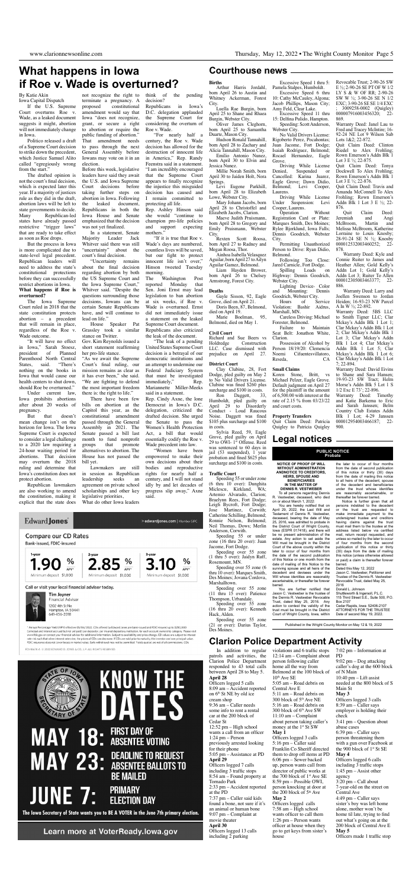# What happens in Iowa if Roe v. Wade is overturned?

By Katie Akin
Iowa Capital Dispatch

If the U.S. Supreme Court overturns Roe v. Wade, as a leaked document suggests it might, abortion will not immediately change in Iowa.

Politico released a draft of a Supreme Court decision to strike down the precedent, which Justice Samuel Alito called "egregiously wrong from the start."

The drafted opinion is not the court's final decision, which is expected later this year. If a majority of justices rule as they did in the draft, abortion laws will be left to state governments to decide. Many Republican-led states have already passed restrictive "trigger laws" that are ready to take effect as soon as Roe drops.

But the process in Iowa is more complicated due to state-level legal precedent. Republican leaders will need to address the state's constitutional protections before they can successfully restrict abortions in Iowa.

**What happens if Roe is overturned?**

The Iowa Supreme Court ruled in 2018 that the state constitution protects abortion – a precedent that will remain in place, regardless of the Roe v. Wade outcome.

"It will have no effect in Iowa," Sarah Stoesz, president of Planned Parenthood North Central States, said. "There's nothing on the books in Iowa that would cause our health centers to shut down, should Roe be overturned."

Under current law, Iowa prohibits abortions after about 20 weeks of pregnancy.

But that doesn't mean change isn't on the horizon for Iowa. The Iowa Supreme Court is expected to consider a legal challenge to a 2020 law requiring a 24-hour waiting period for abortions. That decision may overturn the 2018 ruling and determine that Iowa's constitution does not protect abortion.

Republican lawmakers are also working to amend the constitution, making it explicit that the state does not recognize the right to terminate a pregnancy. A proposed constitutional amendment would say that Iowa "does not recognize, grant, or secure a right to abortion or require the public funding of abortion." That amendment needs to pass through the next General Assembly before Iowans may vote on it in an election.

Before this week, legislative leaders have said they await the U.S. and Iowa Supreme Court decisions before taking further steps on abortion in Iowa. Following the leaked document, Republicans in both the Iowa House and Senate emphasized that the decision was not yet finalized.

In a statement, Senate Majority Leader Jack Whitver said there was still "uncertainty" about the court's final decision.

"Uncertainty remains about the final decision regarding abortion by both the US Supreme Court and the Iowa Supreme Court," Whitver said. "Despite the questions surrounding those decisions, Iowans can be certain Senate Republicans have, and will continue to lead on life."

House Speaker Pat Grassley took a similar stance on Twitter.

Gov. Kim Reynolds issued a short statement reaffirming her pro-life stance.

"As we await the Supreme Court's final ruling, our mission remains as clear as it has ever been," she said. "We are fighting to defend the most important freedom there is: the right to life."

There have been few bills on abortion at the Capitol this year, as the constitutional amendment passed through the General Assembly in 2021. The Senate passed a bill last month to fund nonprofit groups that promote alternatives to abortion. The House has not passed the bill yet.

Lawmakers are still in session as Republican leadership seeks an agreement on private school scholarships and other key legislative priorities.

What do other Iowa leaders think of the pending decision?

Republicans in Iowa's D.C. delegation applauded the Supreme Court for considering the overturn of Roe v. Wade.

"For nearly half a century, the Roe v. Wade decision has allowed for the destruction of innocent life in America," Rep. Randy Feenstra said in a statement. "I am incredibly encouraged that the Supreme Court appears to finally recognize the injustice this misguided decision has caused and I remain committed to protecting all life.

Rep. Ashley Hinson said she would "continue to champion pro-life policies and support expecting mothers."

"If it is true that Roe v. Wade's days are numbered, countless lives will be saved, but our fight to protect innocent life isn't over," Hinson tweeted Tuesday morning.

The Washington Post reported Monday that Sen. Joni Ernst may lead legislation to ban abortion at six weeks, if Roe v. Wade is overturned. Ernst did not immediately issue a statement on the leaked Supreme Court document.

Republicans also criticized the leak of the document.

"The leak of a pending United States Supreme Court decision is a betrayal of our democratic institutions and an attempt to undermine our Federal Judiciary System that must be investigated immediately," Rep. Mariannette Miller-Meeks said in a statement.

Rep. Cindy Axne, the lone Democrat in Iowa's D.C. delegation, criticized the drafted decision. She urged the Senate to pass the Women's Health Protection Act, a bill that would essentially codify the Roe v. Wade precedent into law.

"Women have been empowered to make their own decisions about their bodies and reproductive rights for nearly half a century, and I will not stand idly by and let decades of progress slip away," Axne said.

Edward Jones > edwardjones.com | Member SIPC

**Compare our CD Rates**

Bank-issued, FDIC-insured

| 1-year | 2-year | 3-year |
|---|---|---|
| 1.90 % APY* | 2.85 % APY* | 3.10 % APY* |
| Minimum deposit $1,000 | Minimum deposit $1,000 | Minimum deposit $1,000 |

Call or visit your local financial advisor today.

Tim Joyner
Financial Advisor
1202 4th St Ne
Hampton, IA 50441
641-456-2018

* Annual Percentage Yield (APY) effective 05/06/2022. CDs offered by Edward Jones are bank-issued and FDIC-insured up to $250,000 (principal and interest accrued but not yet paid) per depositor, per insured depository institution, for each account ownership category. Please visit www.fdic.gov or contact your financial advisor for additional information. Subject to availability and price change. CD values are subject to interest rate risk such that when interest rates rise, the prices of CDs can decrease. If CDs are sold prior to maturity, the investor can lose principal value. FDIC insurance does not cover losses in market value. Early withdrawal may not be permitted. Yields quoted are net of all commissions. CDs

FDI-1867L-A © 2022 EDWARD D. JONES & CO., L.P. ALL RIGHTS RESERVED.

STATE OF IOWA · SECRETARY OF STATE

# KNOW THE DATES

**MAY 18:** FIRST DAY OF ABSENTEE VOTING

**MAY 23:** DEADLINE TO REQUEST ABSENTEE BALLOTS TO BE MAILED

**JUNE 7:** PRIMARY ELECTION DAY

The Iowa Secretary of State wants you to BE A VOTER in the June 7th primary election.

Learn more at VoterReady.Iowa.gov

# Courthouse news

## Births

Arthur Harris Jordahl, born April 26 to Austin and Whitney Ackerman, Forest City.

Luella Rae Burgin, born April 25 to Shane and Rhaea Burgin, Webster City.

Oliver James Cleghorn, born April 25 to Samantha Duarte, Mason City.

Hudson Ronald Tannahill, born April 28 to Zachary and Alicia Tannahill, Mason City.

Emilio Antonio Nunez, born April 30 to Elvin and Jessica Nunez.

Millie Norah Smith, born April 30 to Jaiden Holt, Nora Springs.

Levi Eugene Parkhill, born April 28 to Elizabeth Lowe, Webster City.

Mary Johann Jacobs, born April 28 to Christoffel and Elizabeth Jacobs, Clarion.

Maeve Judith Pruismann, born April 28 to Gregory and Emily Pruismann, Webster City.

Rexten Scott Roosa, born April 27 to Rodney and Megan Roosa, Thor.

Ainhoa Isabella Velasquez Aguilar, born April 27 to Ailyn Aguilar Gamez, Belmond.

Liam Hayden Brower, born April 26 to Chelsey Armstrong, Forest City.

## Deaths

Gayle Sisson, 92, Eagle Grove, died on April 21.

Doris Been, 87, Belmond, died on April 19.

Marie Boelman, 95, Belmond, died on May 1.

## Civil Court

Richard and Sue Beers vs Holdredge Construction LLC. Case dismissed with prejudice on April 27.

## District Court

Clay Clubine, 28, Fort Dodge, pled guilty on May 2 to No Valid Drivers License. Clubine was fined $260 plus surcharge and $100 in costs.

Ron Daggett, 33, Humboldt, pled guilty on April 29 to Disorderly Conduct - Loud Raucous Noise. Daggett was fined $105 plus surcharge and $100 in costs.

Sylvia Reed, 59, Eagle Grove, pled guilty on April 29 to OWI- 1st Offense. Reed was sentenced to 60 days in jail (53 suspended), 1 year probation and fined $625 plus surcharge and $100 in costs.

## Traffic Court

Speeding 55 or under zone (6 thru 10 over): Dunghita Micleseu, Kirkland, WA; Artemio Alvarado, Clarion; Braelynn Rees, Fort Dodge; Leigh Bycroft, Fort Dodge; Jose Martinez, Corwith; Catherine Schilling, Belmond; Ronnie Nelson, Belmond; Neil Thomas, Dows; Merlin Anderson, Corwith.

Speeding 55 or under zone (16 thru 20 over): Juan Jacome, Fort Dodge.

Speeding over 55 zone (1 thru 5 over): Jaidyn Ruff, Rosemount, MN.

Speeding over 55 zone (6 thru 10 over): Marques Smith, Des Moines; Jovana Cordova, Marshalltown.

Speeding over 55 zone (11 thru 15 over): Patience Thompson, Urbandale.

Speeding over 55 zone (16 thru 20 over): Kenneth Hack, Alden.

Speeding over 55 zone (21 or over): Darius Taylor, Des Moines.

Excessive Speed 1 thru 5: Pamela Stalpes, Humboldt.

Excessive Speed 6 thru 10: Cathy McCauley, Algona; Jacob Phillips, Mason City; Amy Feld, Clear Lake.

Excessive Speed 11 thru 15: Deltina Pulido, Hampton.

Speeding: Scott Anderson, Webster City.

No Valid Drivers License: Rigoberto Perez, Pocahontas; Juan Jacome, Fort Dodge; Isaiah Rodriguez, Belmond; Rocael Hernandez, Eagle Grove.

Driving While License Denied, Suspended or Cancelled: Karina Juarez, Eagle Grove; Dawn Didio, Belmond; Levi Cooper, Laurens.

Driving While License Under Suspension: Levi Cooper, Laurens.

Operation Without Registration Card or Plate: Marques Smith, Des Moines; Rylee Bjorklund, Iowa Falls; Dennis Goodrich, Webster City.

Permitting Unauthorized Person to Drive: Ryan Didio, Belmond.

Following Too Close: Jared Carnicle, Fort Dodge.

Spilling Loads on Highway: Dennis Goodrich, Webster City.

Lighting Device- Color and Mounting: Dennis Goodrich, Webster City.

Hours of Service Violation: Bashir Aidrus, Marshall, MN.

Careless Driving: Michael Forester, Belmond.

Failure to Maintain Seat Belt: Jonathon White, Clarion.

Possession of Alcohol by Person 18/19/20: Clemencia Noemi Cifuentesvillatoro, Reseda, CA

## Small Claims

Koren Stone, Britt, vs Michael Pelzer, Eagle Grove. Default judgment on April 27 for the plaintiff in the amount of 6,500.00 with interest at the rate of 2.15 % from 03/23/22 and court costs.

## Property Transfers

Quit Claim Deed: Patricia Quigley to Patricia Quigley Revocable Trust; 2-90-26 SW E ½; 2-90-26 SE PT OF W 1/2 LY S & W OF RR; 2-90-26 SW W ½; 3-90-26 SE N 1/2 EXC; 3-90-26 SE SE 1/4 EXC ; 3009258-0002 (Quigley) 000007916003456320; 22-869.

Warranty Deed: Janel Lau to Fred and Tracey McIntire; 16-92-24 NE Lot 9 Wilson Sub Lots 1&2; 22-872.

Quit Claim Deed: Clinton Riedel to Alex Frohling; Rowe Emerson's Addn Blk 1 Lot 3 E ½; 22-876.

Quit Claim Deed: Tonya Dockwell To Alex Frohling; Rowe Emerson's Addn Blk 1 Lot 3 E ½; 22-876.

Quit Claim Deed: Travis and Amanda McConnell To Alex Frohling; Rowe Emerson's Addn Blk 1 Lot 3 E ½; 22-876.

Quit Claim Deed: Jeremiah and Anji McBroom, Martin and Melissa McBroom, Katherine Lorraine to Louis Knosby; 28-91-24 SE N ½; Knosby 000012532003460252; 22-878.

Warranty Deed: Kyle and Connie Ruiter to James and Heather Allen; Gold Kelly's Addn Lot 1; Gold Kelly's Addn Lot 3; Ruiter To Allen 000012305003463377; 22-886.

Warranty Deed: Larry and Jodleh Swenson to Jordan Heiden; 16-93-23 NW Parcel A In W ½; 22-892.

Warranty Deed: 5BS LLC to Smith Tignet LLC; Clar Mckay's Addn Blk 1 Lot 1; Clar Mckay's Addn Blk 1 Lot 2; Clar Mckay's Addn Blk 1 Lot 3; Clar Mckay's Addn Blk 1 Lot 4; Clar Mckay's Addn Blk 1 Lot 5; Clar Mckay's Addn Blk 1 Lot 6; Clar Mckay's Addn Blk 1 Lot 7; 22-894.

Warranty Deed: David Evins to Shane and Sara Hansen; 19-93-23 SW Tract; Helm Morse's Addn Blk 5 Lot 1 S 1/2 Exc E 73'; 22-896.

Warranty Deed: Timothy and Katie Barkema to Eric and Sarah Janssen; Belmont Country Club Estates Addn Blk 1 Lot; 4-29 Janssen 000012954003466187; 22-900.

# Legal notices

**PUBLIC NOTICE**
**Probate**

**NOTICE OF PROOF OF WILL WITHOUT ADMINISTRATION AND NOTICE TO CREDITORS, HEIRS, SPOUSE AND BENEFICIARIES IN THE MATTER OF DENNIS R. VESTWEBER**

To all persons regarding Dennis R. Vestweber, deceased, who died on or about March 1, 2022:

You are hereby notified that on April 29, 2022, the Last Will and Testament of Dennis R. Vestweber, deceased, bearing the date of May 25, 2016, was admitted to probate in the District Court of Wright County, Iowa (ESPR 017418), and there will be no present administration of the estate. Any action to set aside the Will must be brought in the District Court of the above county within the later to occur of four months from the date of the second publication of this Notice or one month from the date of mailing of this Notice to the surviving spouse and all heirs of the decedent and devisees under the Will whose identities are reasonably ascertainable, or thereafter be forever barred.

You are further notified that Jason C. Vestweber is the trustee of the Dennis R. Vestweber Revocable Trust, dated May 25, 2016. Any action to contest the validity of the trust must be brought in the District Court of Wright County, Iowa, within the later to occur of four months from the date of second publication of this notice or thirty (30) days from the date of mailing this notice to all heirs of the decedent, spouse of the decedent and beneficiaries under the trust whose identities are reasonably ascertainable, or thereafter be forever barred.

Notice is further given that all persons indebted to the decedent or the trust are requested to make immediate payment to the undersigned trustee and creditors having claims against the trust must mail them to the trustee at the address listed below via certified mail, return receipt requested, and unless so mailed by the later to occur of four months from the second publication of this notice or thirty (30) days from the date of mailing this notice (unless otherwise allowed or paid) a claim is thereafter forever barred.

Dated this May 12, 2022

Jason C. Vestweber, Petitioner and Trustee of the Dennis R. Vestweber Revocable Trust, dated May 25, 2016

Donald L. Johnson
Shuttleworth & Ingersoll, P.L.C.
115 Third Street S.E., Suite 500, P.O. Box 2107
Cedar Rapids, Iowa 52406-2107
ATTORNEYS FOR THE TRUSTEE
Date of second May 19, 2022.

Published in the Wright County Monitor on May 12 & 19, 2022

# Clarion Police Department Activity

In addition to regular patrols and activities, the Clarion Police Department responded to 43 total calls between April 28 to May 5.

**April 28**

Officers logged 5 calls
8:09 am – Accident reported on 6th St NE by old ice cream shop
9:36 am – Caller needs some info to rent a rental car at the 200 block of Cedar St
12:52 pm – High school wants a call from an officer
1:24 pm – Person previously arrested looking for their phone
5:05 pm – Assistance at PD

**April 29**

Officers logged 7 calls including 3 traffic stops
8:54 am – Found property at Tornado Park
2:33 pm – Accident reported at the PD
7:37 pm – Caller said kids found a bone, not sure if it's an animal or human bone
9:07 pm – Complaint at movie theater

**April 30**

Officers logged 13 calls including 2 parking violations and 6 traffic stops
12:14 am – Complaint about person following caller home all the way from Belmond at the 100 block of 10th Ave SE
5:05 am – Road debris on Central Ave E
5:11 am – Road debris on 300 block of 5th Ave NE
5:16 am – Road debris on 300 block of 6th Ave SW
11:10 am – Complaint about person taking caller's money at the 1st St SW

**May 1**

Officers logged 3 calls
5:16 pm – Caller said Franklin Co Sheriff directed them to drop off items at PD
6:06 pm – Sewer backed up, person wants call from director of public works at the 700 block of 1st Ave SE
8:59 pm – Possible OWI, person knocking at door at the 200 block of 5th Ave

**May 2**

Officers logged 2 calls
7:58 am – High school wants officer to call them
1:26 pm – Person wants officer at house when they go to get keys from sister's house
7:02 pm – Information at PD
9:02 pm – Dog attacking caller's dog at the 600 block of N Main
10:40 pm – Lift assist needed at the 800 block of S Main St

**May 3**

Officers logged 3 calls
8:39 am – Caller says employer is holding their check
3:41 pm – Question about abuse cases
6:39 pm – Caller says person threatening them with a gun over Facebook at the 900 block of 1st St SE

**May 4**

Officers logged 6 calls including 3 traffic stops
1:45 pm – Assist other agency
3:20 pm – Call about 7-year-old on the street on Central Ave
4:49 pm – Caller says sister's boy was left home alone, mother won't be home til late, trying to find out what's going on at the 200 block of Central Ave E

**May 5**

Officers made 1 traffic stop